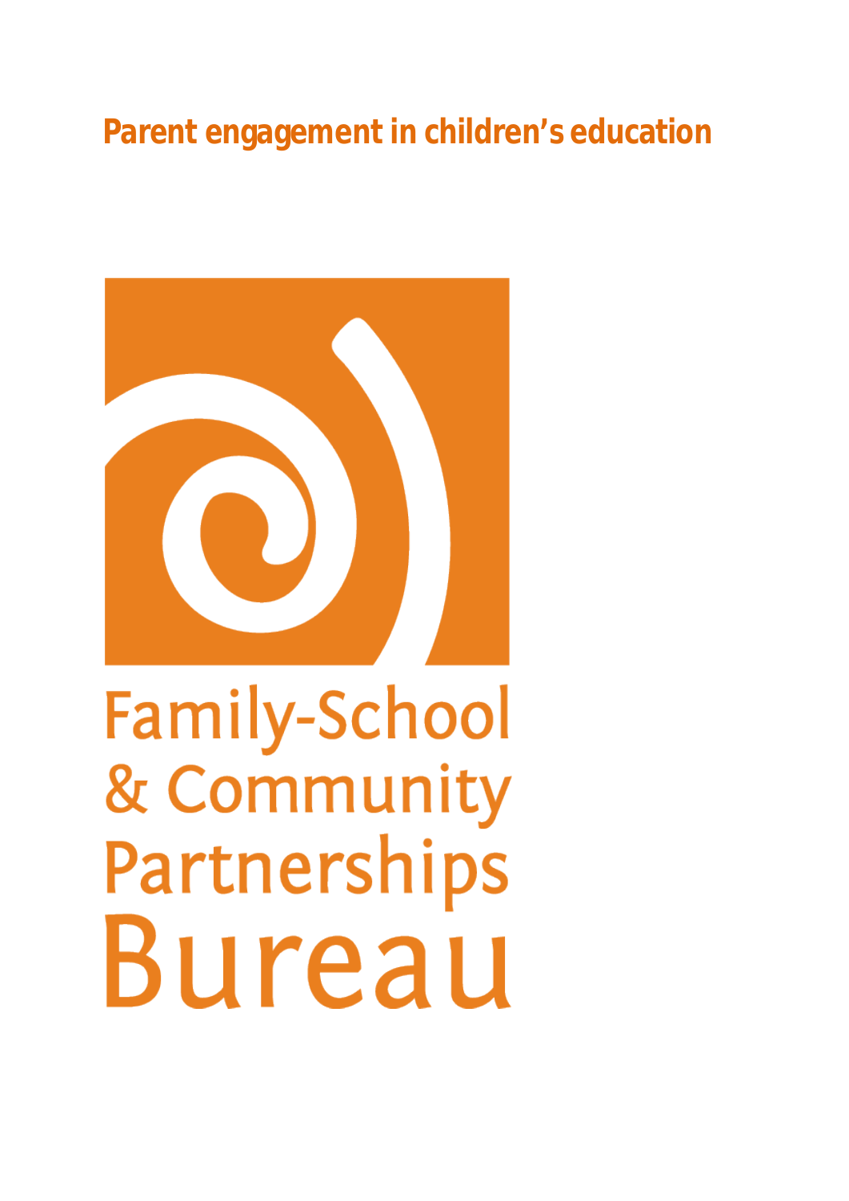# Parent engagement in children's education

Family-School & Community Partnerships Bureau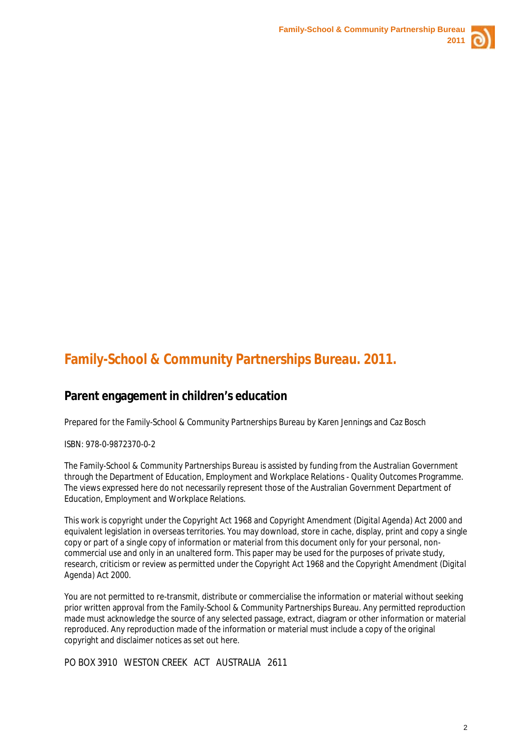## Family-School & Community Partnerships Bureau. 2011.

### Parent engagement in children's education

Prepared for the Family-School & Community Partnerships Bureau by Karen Jennings and Caz Bosch

ISBN: 978-0-9872370-0-2

The Family-School & Community Partnerships Bureau is assisted by funding from the Australian Government through the Department of Education, Employment and Workplace Relations - Quality Outcomes Programme. The views expressed here do not necessarily represent those of the Australian Government Department of Education, Employment and Workplace Relations.

This work is copyright under the Copyright Act 1968 and Copyright Amendment (Digital Agenda) Act 2000 and equivalent legislation in overseas territories. You may download, store in cache, display, print and copy a single copy or part of a single copy of information or material from this document only for your personal, non-commercial use and only in an unaltered form. This paper may be used for the purposes of private study, research, criticism or review as permitted under the Copyright Act 1968 and the Copyright Amendment (Digital Agenda) Act 2000.

You are not permitted to re-transmit, distribute or commercialise the information or material without seeking prior written approval from the Family-School & Community Partnerships Bureau. Any permitted reproduction made must acknowledge the source of any selected passage, extract, diagram or other information or material reproduced. Any reproduction made of the information or material must include a copy of the original copyright and disclaimer notices as set out here.

PO BOX 3910 WESTON CREEK ACT AUSTRALIA 2611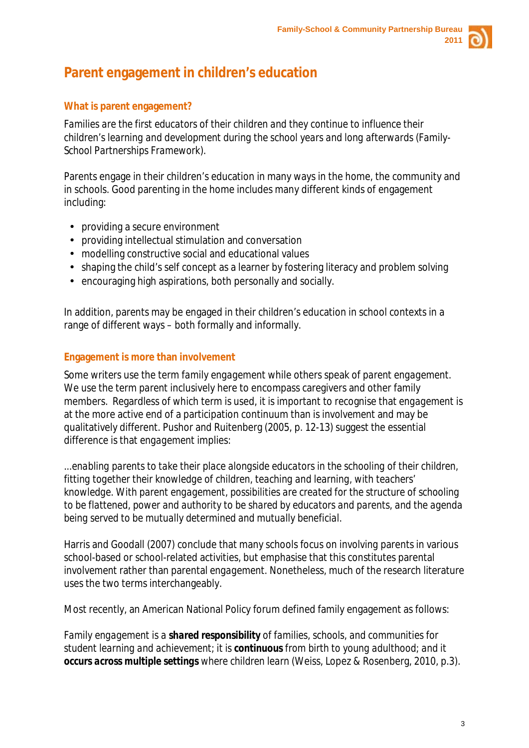# Parent engagement in children's education

## What is parent engagement?

Families are the first educators of their children and they continue to influence their children's learning and development during the school years and long afterwards (Family-School Partnerships Framework).

Parents engage in their children's education in many ways in the home, the community and in schools. Good parenting in the home includes many different kinds of engagement including:

- providing a secure environment
- providing intellectual stimulation and conversation
- modelling constructive social and educational values
- shaping the child's self concept as a learner by fostering literacy and problem solving
- encouraging high aspirations, both personally and socially.

In addition, parents may be engaged in their children's education in school contexts in a range of different ways – both formally and informally.

## Engagement is more than involvement

Some writers use the term family engagement while others speak of parent engagement. We use the term parent inclusively here to encompass caregivers and other family members. Regardless of which term is used, it is important to recognise that engagement is at the more active end of a participation continuum than is involvement and may be qualitatively different. Pushor and Ruitenberg (2005, p. 12-13) suggest the essential difference is that engagement implies:

*...enabling parents to take their place alongside educators in the schooling of their children, fitting together their knowledge of children, teaching and learning, with teachers' knowledge. With parent engagement, possibilities are created for the structure of schooling to be flattened, power and authority to be shared by educators and parents, and the agenda being served to be mutually determined and mutually beneficial.*

Harris and Goodall (2007) conclude that many schools focus on involving parents in various school-based or school-related activities, but emphasise that this constitutes parental involvement rather than parental engagement. Nonetheless, much of the research literature uses the two terms interchangeably.

Most recently, an American National Policy forum defined family engagement as follows:

Family engagement is a **shared responsibility** of families, schools, and communities for student learning and achievement; it is **continuous** from birth to young adulthood; and it **occurs across multiple settings** where children learn (Weiss, Lopez & Rosenberg, 2010, p.3).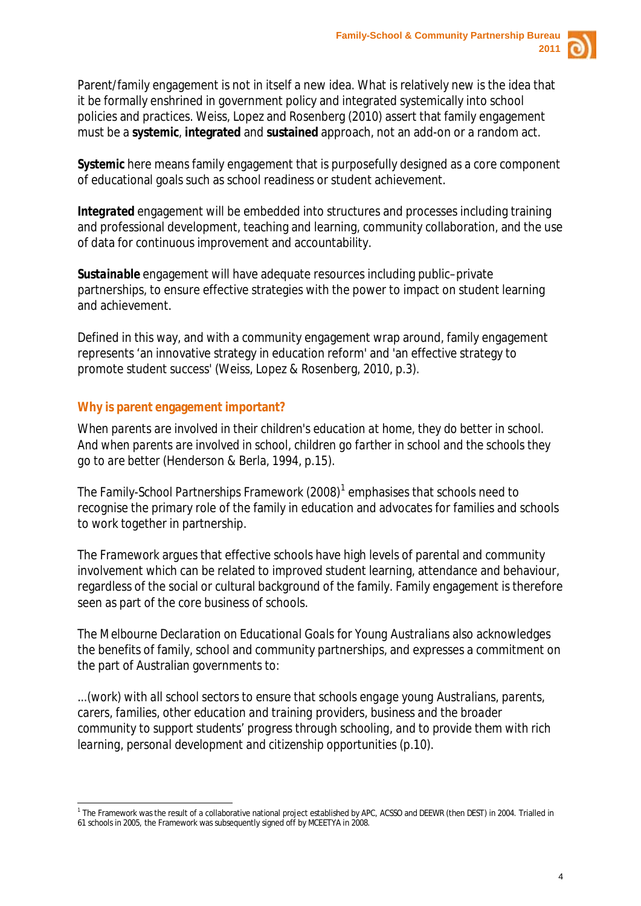Parent/family engagement is not in itself a new idea. What is relatively new is the idea that it be formally enshrined in government policy and integrated systemically into school policies and practices. Weiss, Lopez and Rosenberg (2010) assert that family engagement must be a **systemic**, **integrated** and **sustained** approach, not an add-on or a random act.

**Systemic** here means family engagement that is purposefully designed as a core component of educational goals such as school readiness or student achievement.

**Integrated** engagement will be embedded into structures and processes including training and professional development, teaching and learning, community collaboration, and the use of data for continuous improvement and accountability.

***Sustainable*** engagement will have adequate resources including public–private partnerships, to ensure effective strategies with the power to impact on student learning and achievement.

Defined in this way, and with a community engagement wrap around, family engagement represents 'an innovative strategy in education reform' and 'an effective strategy to promote student success' (Weiss, Lopez & Rosenberg, 2010, p.3).

## Why is parent engagement important?

*When parents are involved in their children's education at home, they do better in school. And when parents are involved in school, children go farther in school and the schools they go to are better* (Henderson & Berla, 1994, p.15).

The *Family-School Partnerships Framework* (2008)[1] emphasises that schools need to recognise the primary role of the family in education and advocates for families and schools to work together in partnership.

The Framework argues that effective schools have high levels of parental and community involvement which can be related to improved student learning, attendance and behaviour, regardless of the social or cultural background of the family. Family engagement is therefore seen as part of the core business of schools.

The *Melbourne Declaration on Educational Goals for Young Australians* also acknowledges the benefits of family, school and community partnerships, and expresses a commitment on the part of Australian governments to:

*...(work) with all school sectors to ensure that schools engage young Australians, parents, carers, families, other education and training providers, business and the broader community to support students' progress through schooling, and to provide them with rich learning, personal development and citizenship opportunities* (p.10).

---

[1] The Framework was the result of a collaborative national project established by APC, ACSSO and DEEWR (then DEST) in 2004. Trialled in 61 schools in 2005, the Framework was subsequently signed off by MCEETYA in 2008.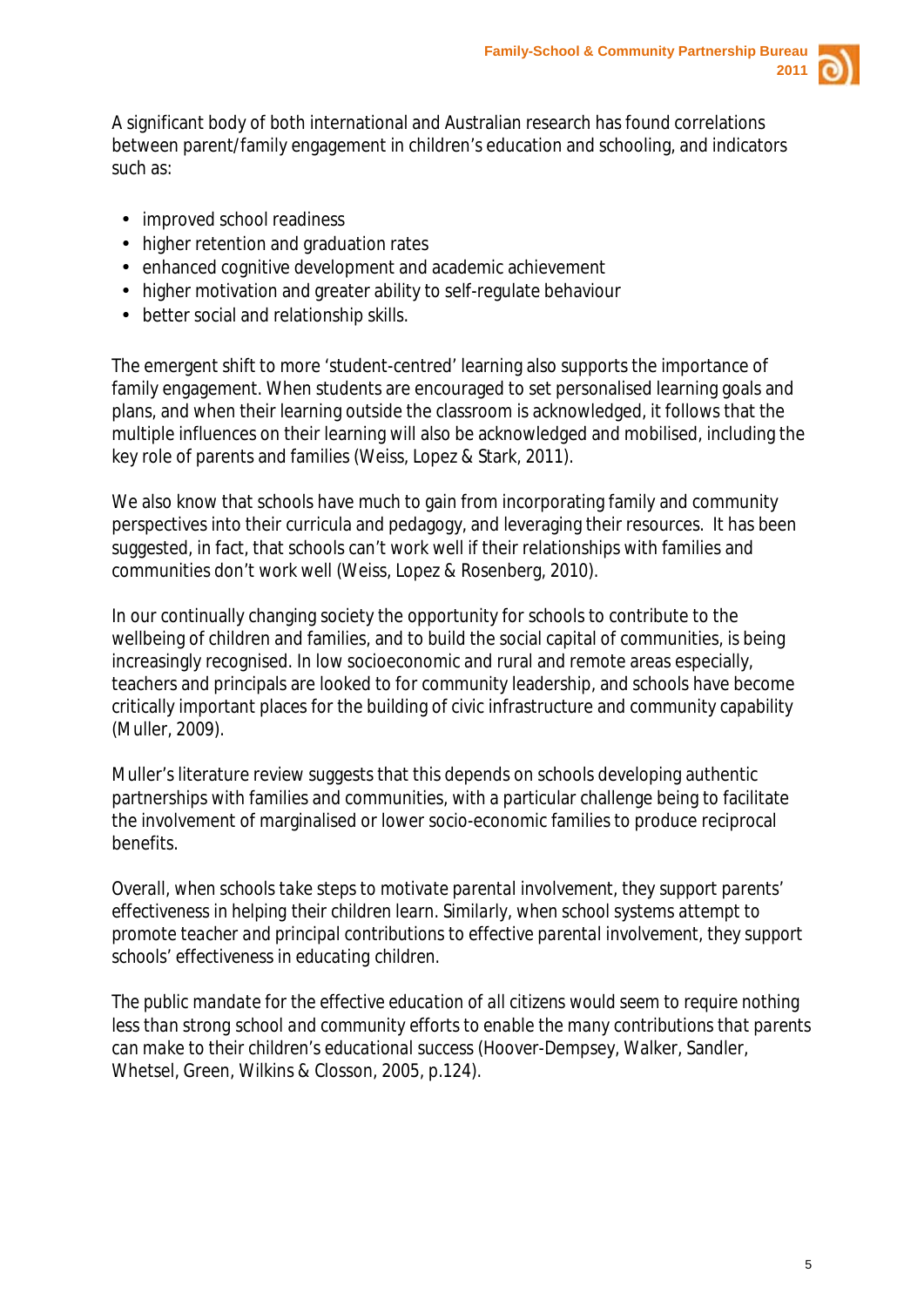A significant body of both international and Australian research has found correlations between parent/family engagement in children's education and schooling, and indicators such as:

- improved school readiness
- higher retention and graduation rates
- enhanced cognitive development and academic achievement
- higher motivation and greater ability to self-regulate behaviour
- better social and relationship skills.

The emergent shift to more 'student-centred' learning also supports the importance of family engagement. When students are encouraged to set personalised learning goals and plans, and when their learning outside the classroom is acknowledged, it follows that the multiple influences on their learning will also be acknowledged and mobilised, including the key role of parents and families (Weiss, Lopez & Stark, 2011).

We also know that schools have much to gain from incorporating family and community perspectives into their curricula and pedagogy, and leveraging their resources. It has been suggested, in fact, that schools can't work well if their relationships with families and communities don't work well (Weiss, Lopez & Rosenberg, 2010).

In our continually changing society the opportunity for schools to contribute to the wellbeing of children and families, and to build the social capital of communities, is being increasingly recognised. In low socioeconomic and rural and remote areas especially, teachers and principals are looked to for community leadership, and schools have become critically important places for the building of civic infrastructure and community capability (Muller, 2009).

Muller's literature review suggests that this depends on schools developing authentic partnerships with families and communities, with a particular challenge being to facilitate the involvement of marginalised or lower socio-economic families to produce reciprocal benefits.

*Overall, when schools take steps to motivate parental involvement, they support parents' effectiveness in helping their children learn. Similarly, when school systems attempt to promote teacher and principal contributions to effective parental involvement, they support schools' effectiveness in educating children.*

*The public mandate for the effective education of all citizens would seem to require nothing less than strong school and community efforts to enable the many contributions that parents can make to their children's educational success* (Hoover-Dempsey, Walker, Sandler, Whetsel, Green, Wilkins & Closson, 2005, p.124).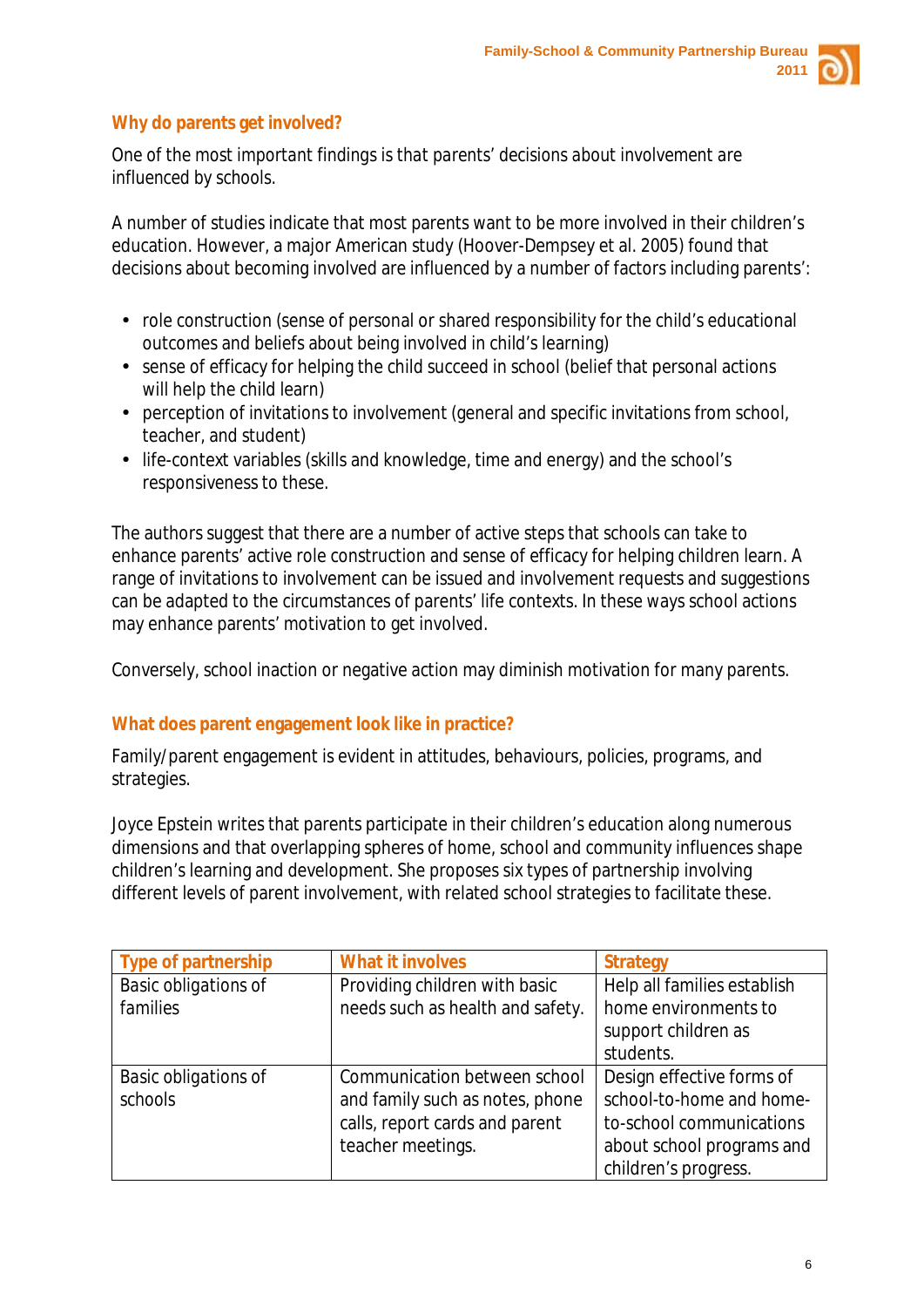## Why do parents get involved?

One of the most important findings is that parents' decisions about involvement are influenced by schools.

A number of studies indicate that most parents want to be more involved in their children's education. However, a major American study (Hoover-Dempsey et al. 2005) found that decisions about becoming involved are influenced by a number of factors including parents':

- role construction (sense of personal or shared responsibility for the child's educational outcomes and beliefs about being involved in child's learning)
- sense of efficacy for helping the child succeed in school (belief that personal actions will help the child learn)
- perception of invitations to involvement (general and specific invitations from school, teacher, and student)
- life-context variables (skills and knowledge, time and energy) and the school's responsiveness to these.

The authors suggest that there are a number of active steps that schools can take to enhance parents' active role construction and sense of efficacy for helping children learn. A range of invitations to involvement can be issued and involvement requests and suggestions can be adapted to the circumstances of parents' life contexts. In these ways school actions may enhance parents' motivation to get involved.

Conversely, school inaction or negative action may diminish motivation for many parents.

## What does parent engagement look like in practice?

Family/parent engagement is evident in attitudes, behaviours, policies, programs, and strategies.

Joyce Epstein writes that parents participate in their children's education along numerous dimensions and that overlapping spheres of home, school and community influences shape children's learning and development. She proposes six types of partnership involving different levels of parent involvement, with related school strategies to facilitate these.

| Type of partnership | What it involves | Strategy |
|---|---|---|
| Basic obligations of families | Providing children with basic needs such as health and safety. | Help all families establish home environments to support children as students. |
| Basic obligations of schools | Communication between school and family such as notes, phone calls, report cards and parent teacher meetings. | Design effective forms of school-to-home and home-to-school communications about school programs and children's progress. |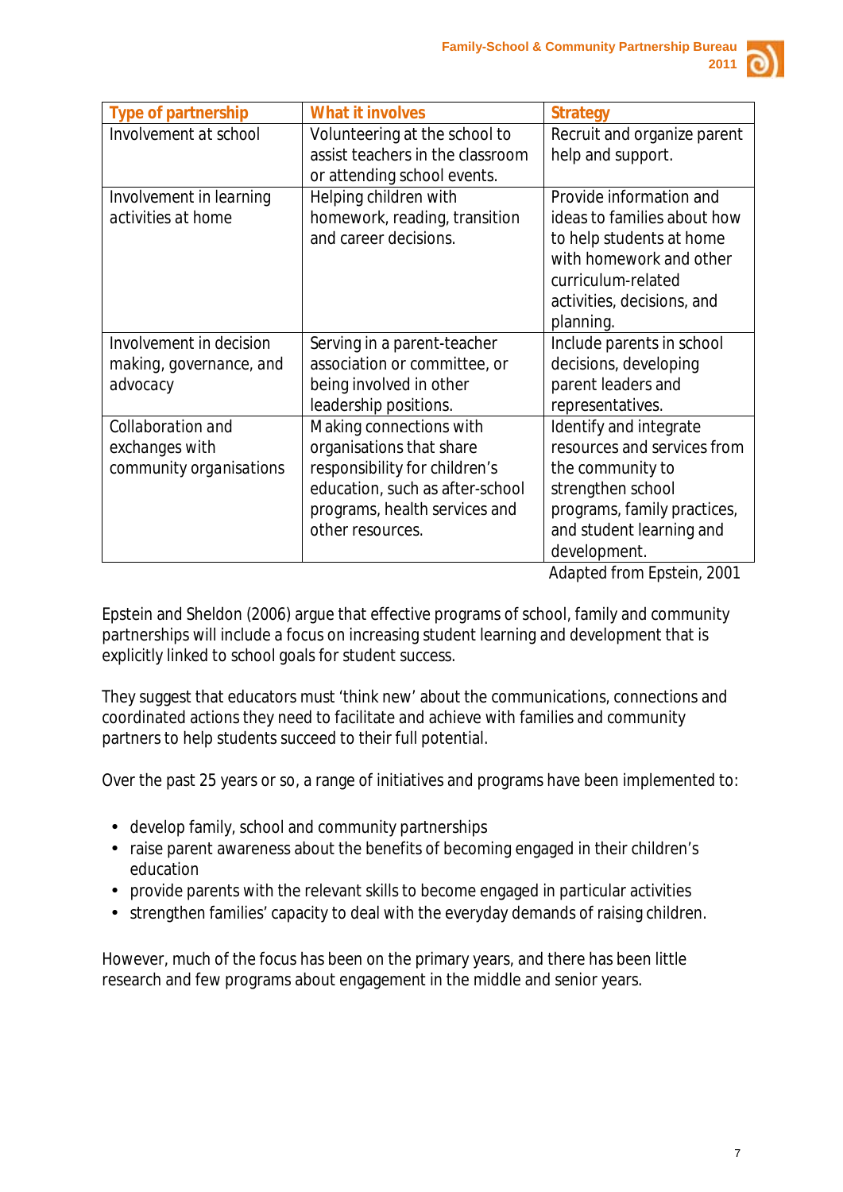| Type of partnership | What it involves | Strategy |
|---|---|---|
| Involvement at school | Volunteering at the school to assist teachers in the classroom or attending school events. | Recruit and organize parent help and support. |
| Involvement in learning activities at home | Helping children with homework, reading, transition and career decisions. | Provide information and ideas to families about how to help students at home with homework and other curriculum-related activities, decisions, and planning. |
| Involvement in decision making, governance, and advocacy | Serving in a parent-teacher association or committee, or being involved in other leadership positions. | Include parents in school decisions, developing parent leaders and representatives. |
| Collaboration and exchanges with community organisations | Making connections with organisations that share responsibility for children's education, such as after-school programs, health services and other resources. | Identify and integrate resources and services from the community to strengthen school programs, family practices, and student learning and development. |

Adapted from Epstein, 2001

Epstein and Sheldon (2006) argue that effective programs of school, family and community partnerships will include a focus on increasing student learning and development that is explicitly linked to school goals for student success.

They suggest that educators must 'think new' about the communications, connections and coordinated actions they need to facilitate and achieve with families and community partners to help students succeed to their full potential.

Over the past 25 years or so, a range of initiatives and programs have been implemented to:

- develop family, school and community partnerships
- raise parent awareness about the benefits of becoming engaged in their children's education
- provide parents with the relevant skills to become engaged in particular activities
- strengthen families' capacity to deal with the everyday demands of raising children.

However, much of the focus has been on the primary years, and there has been little research and few programs about engagement in the middle and senior years.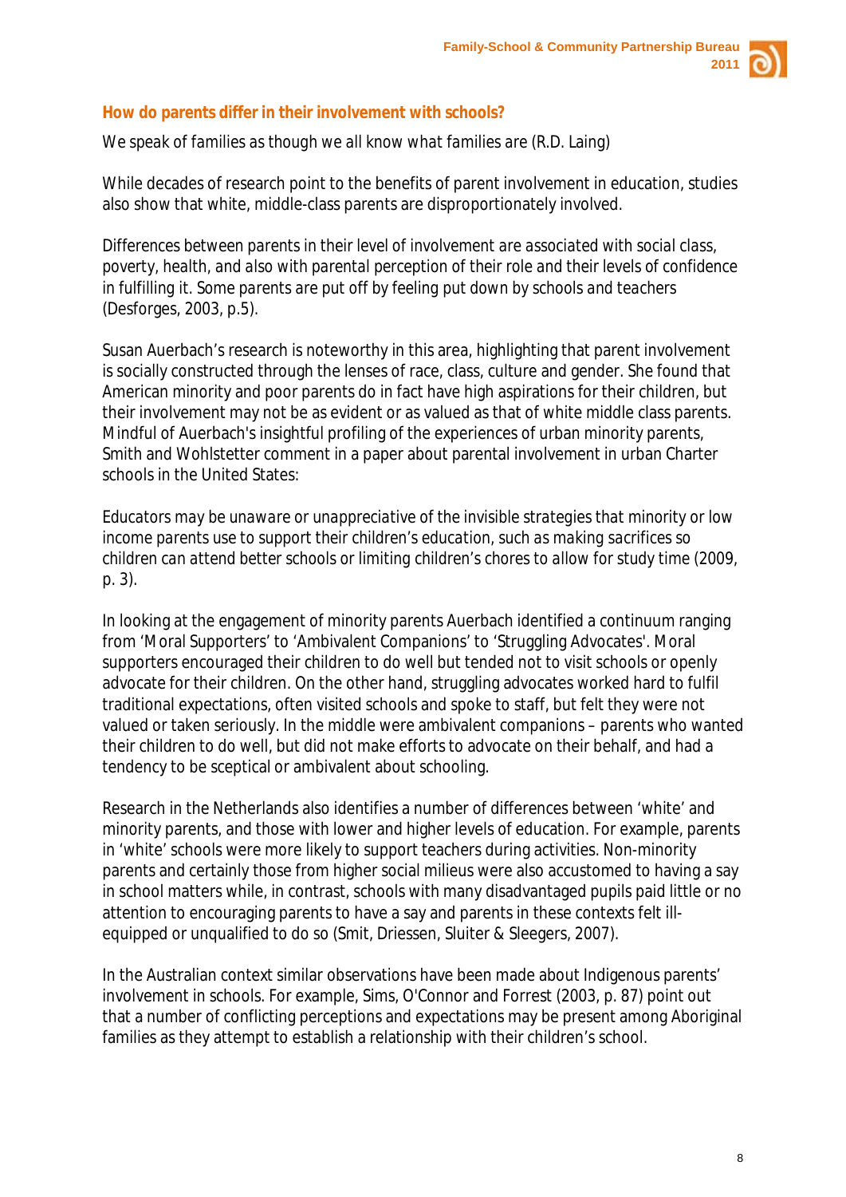## How do parents differ in their involvement with schools?

*We speak of families as though we all know what families are* (R.D. Laing)

While decades of research point to the benefits of parent involvement in education, studies also show that white, middle-class parents are disproportionately involved.

*Differences between parents in their level of involvement are associated with social class, poverty, health, and also with parental perception of their role and their levels of confidence in fulfilling it. Some parents are put off by feeling put down by schools and teachers* (Desforges, 2003, p.5).

Susan Auerbach's research is noteworthy in this area, highlighting that parent involvement is socially constructed through the lenses of race, class, culture and gender. She found that American minority and poor parents do in fact have high aspirations for their children, but their involvement may not be as evident or as valued as that of white middle class parents. Mindful of Auerbach's insightful profiling of the experiences of urban minority parents, Smith and Wohlstetter comment in a paper about parental involvement in urban Charter schools in the United States:

*Educators may be unaware or unappreciative of the invisible strategies that minority or low income parents use to support their children's education, such as making sacrifices so children can attend better schools or limiting children's chores to allow for study time* (2009, p. 3).

In looking at the engagement of minority parents Auerbach identified a continuum ranging from 'Moral Supporters' to 'Ambivalent Companions' to 'Struggling Advocates'. Moral supporters encouraged their children to do well but tended not to visit schools or openly advocate for their children. On the other hand, struggling advocates worked hard to fulfil traditional expectations, often visited schools and spoke to staff, but felt they were not valued or taken seriously. In the middle were ambivalent companions – parents who wanted their children to do well, but did not make efforts to advocate on their behalf, and had a tendency to be sceptical or ambivalent about schooling.

Research in the Netherlands also identifies a number of differences between 'white' and minority parents, and those with lower and higher levels of education. For example, parents in 'white' schools were more likely to support teachers during activities. Non-minority parents and certainly those from higher social milieus were also accustomed to having a say in school matters while, in contrast, schools with many disadvantaged pupils paid little or no attention to encouraging parents to have a say and parents in these contexts felt ill-equipped or unqualified to do so (Smit, Driessen, Sluiter & Sleegers, 2007).

In the Australian context similar observations have been made about Indigenous parents' involvement in schools. For example, Sims, O'Connor and Forrest (2003, p. 87) point out that a number of conflicting perceptions and expectations may be present among Aboriginal families as they attempt to establish a relationship with their children's school.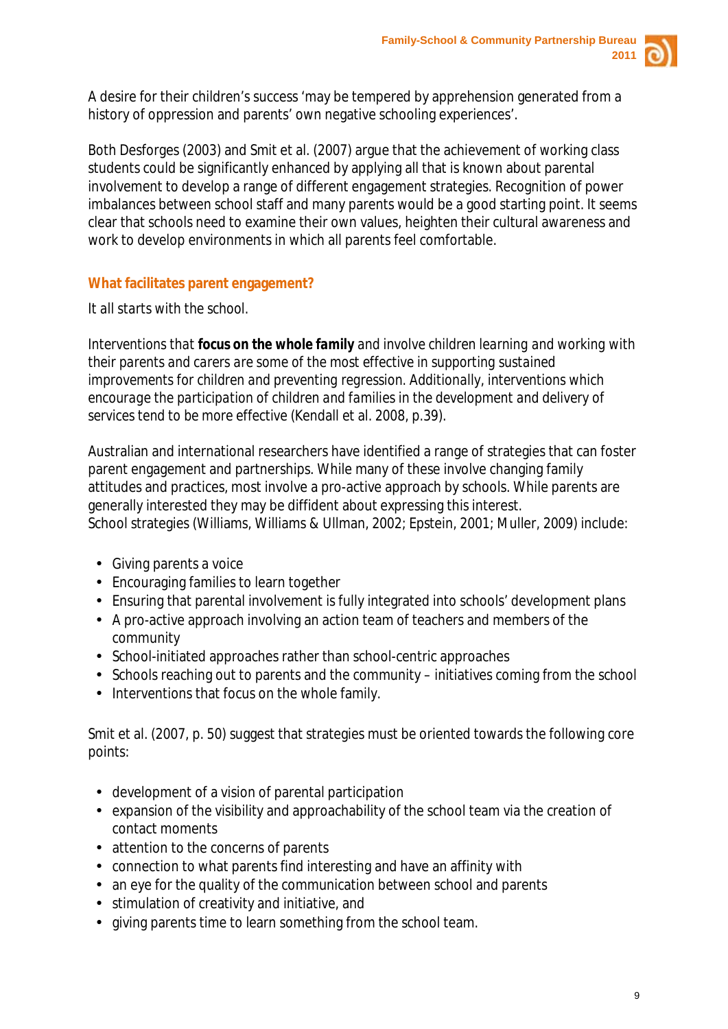A desire for their children's success 'may be tempered by apprehension generated from a history of oppression and parents' own negative schooling experiences'.

Both Desforges (2003) and Smit et al. (2007) argue that the achievement of working class students could be significantly enhanced by applying all that is known about parental involvement to develop a range of different engagement strategies. Recognition of power imbalances between school staff and many parents would be a good starting point. It seems clear that schools need to examine their own values, heighten their cultural awareness and work to develop environments in which all parents feel comfortable.

## What facilitates parent engagement?

It all starts with the school.

Interventions that **focus on the whole family** and involve children learning and working with their parents and carers are some of the most effective in supporting sustained improvements for children and preventing regression. Additionally, interventions which encourage the participation of children and families in the development and delivery of services tend to be more effective (Kendall et al. 2008, p.39).

Australian and international researchers have identified a range of strategies that can foster parent engagement and partnerships. While many of these involve changing family attitudes and practices, most involve a pro-active approach by schools. While parents are generally interested they may be diffident about expressing this interest.
School strategies (Williams, Williams & Ullman, 2002; Epstein, 2001; Muller, 2009) include:

- Giving parents a voice
- Encouraging families to learn together
- Ensuring that parental involvement is fully integrated into schools' development plans
- A pro-active approach involving an action team of teachers and members of the community
- School-initiated approaches rather than school-centric approaches
- Schools reaching out to parents and the community – initiatives coming from the school
- Interventions that focus on the whole family.

Smit et al. (2007, p. 50) suggest that strategies must be oriented towards the following core points:

- development of a vision of parental participation
- expansion of the visibility and approachability of the school team via the creation of contact moments
- attention to the concerns of parents
- connection to what parents find interesting and have an affinity with
- an eye for the quality of the communication between school and parents
- stimulation of creativity and initiative, and
- giving parents time to learn something from the school team.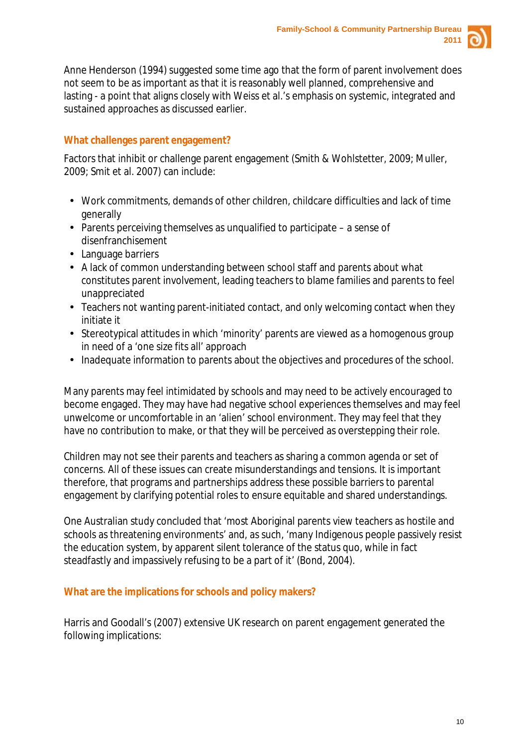Anne Henderson (1994) suggested some time ago that the form of parent involvement does not seem to be as important as that it is reasonably well planned, comprehensive and lasting - a point that aligns closely with Weiss et al.'s emphasis on systemic, integrated and sustained approaches as discussed earlier.

### What challenges parent engagement?

Factors that inhibit or challenge parent engagement (Smith & Wohlstetter, 2009; Muller, 2009; Smit et al. 2007) can include:

- Work commitments, demands of other children, childcare difficulties and lack of time generally
- Parents perceiving themselves as unqualified to participate – a sense of disenfranchisement
- Language barriers
- A lack of common understanding between school staff and parents about what constitutes parent involvement, leading teachers to blame families and parents to feel unappreciated
- Teachers not wanting parent-initiated contact, and only welcoming contact when they initiate it
- Stereotypical attitudes in which 'minority' parents are viewed as a homogenous group in need of a 'one size fits all' approach
- Inadequate information to parents about the objectives and procedures of the school.

Many parents may feel intimidated by schools and may need to be actively encouraged to become engaged. They may have had negative school experiences themselves and may feel unwelcome or uncomfortable in an 'alien' school environment. They may feel that they have no contribution to make, or that they will be perceived as overstepping their role.

Children may not see their parents and teachers as sharing a common agenda or set of concerns. All of these issues can create misunderstandings and tensions. It is important therefore, that programs and partnerships address these possible barriers to parental engagement by clarifying potential roles to ensure equitable and shared understandings.

One Australian study concluded that 'most Aboriginal parents view teachers as hostile and schools as threatening environments' and, as such, 'many Indigenous people passively resist the education system, by apparent silent tolerance of the status quo, while in fact steadfastly and impassively refusing to be a part of it' (Bond, 2004).

### What are the implications for schools and policy makers?

Harris and Goodall's (2007) extensive UK research on parent engagement generated the following implications: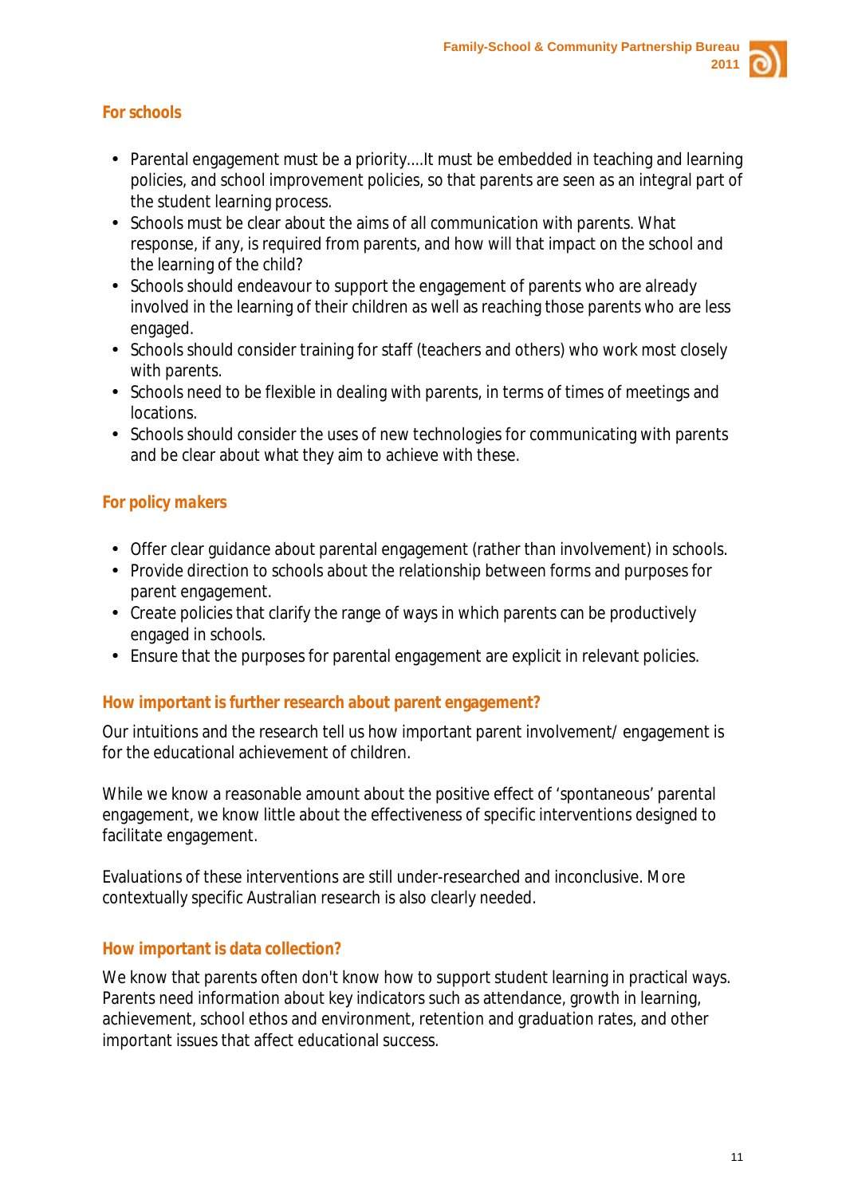## For schools

- Parental engagement must be a priority....It must be embedded in teaching and learning policies, and school improvement policies, so that parents are seen as an integral part of the student learning process.
- Schools must be clear about the aims of all communication with parents. What response, if any, is required from parents, and how will that impact on the school and the learning of the child?
- Schools should endeavour to support the engagement of parents who are already involved in the learning of their children as well as reaching those parents who are less engaged.
- Schools should consider training for staff (teachers and others) who work most closely with parents.
- Schools need to be flexible in dealing with parents, in terms of times of meetings and locations.
- Schools should consider the uses of new technologies for communicating with parents and be clear about what they aim to achieve with these.

## For policy makers

- Offer clear guidance about parental engagement (rather than involvement) in schools.
- Provide direction to schools about the relationship between forms and purposes for parent engagement.
- Create policies that clarify the range of ways in which parents can be productively engaged in schools.
- Ensure that the purposes for parental engagement are explicit in relevant policies.

## How important is further research about parent engagement?

Our intuitions and the research tell us how important parent involvement/ engagement is for the educational achievement of children.

While we know a reasonable amount about the positive effect of 'spontaneous' parental engagement, we know little about the effectiveness of specific interventions designed to facilitate engagement.

Evaluations of these interventions are still under-researched and inconclusive. More contextually specific Australian research is also clearly needed.

## How important is data collection?

We know that parents often don't know how to support student learning in practical ways. Parents need information about key indicators such as attendance, growth in learning, achievement, school ethos and environment, retention and graduation rates, and other important issues that affect educational success.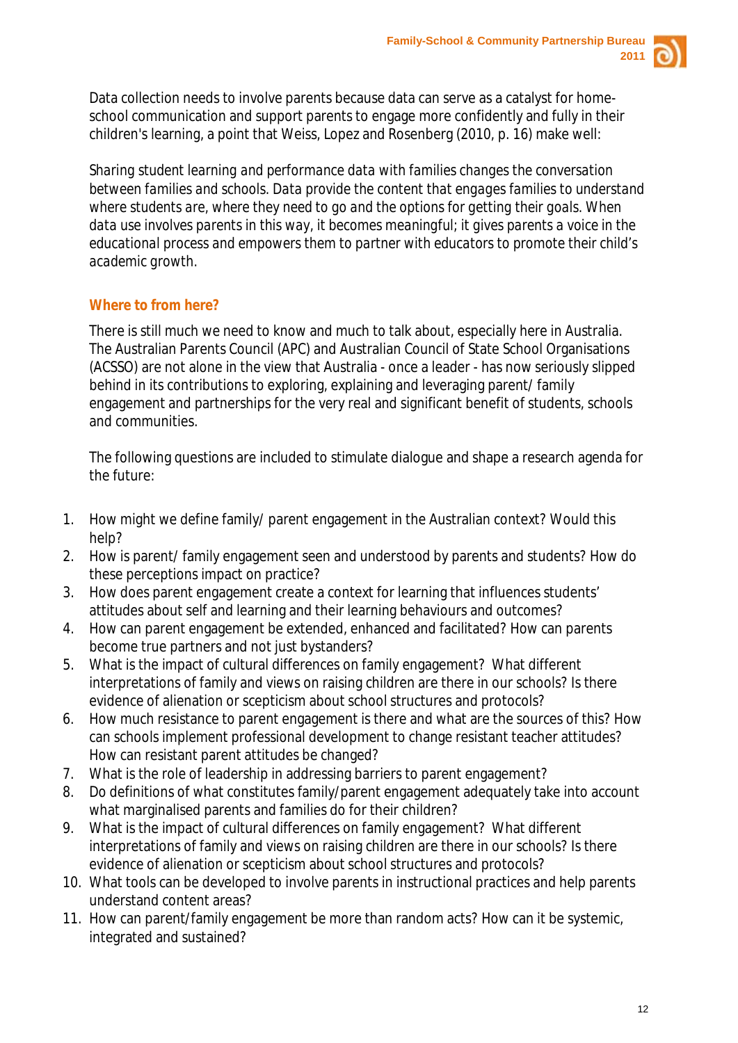Data collection needs to involve parents because data can serve as a catalyst for home-school communication and support parents to engage more confidently and fully in their children's learning, a point that Weiss, Lopez and Rosenberg (2010, p. 16) make well:

> *Sharing student learning and performance data with families changes the conversation between families and schools. Data provide the content that engages families to understand where students are, where they need to go and the options for getting their goals. When data use involves parents in this way, it becomes meaningful; it gives parents a voice in the educational process and empowers them to partner with educators to promote their child's academic growth.*

## Where to from here?

There is still much we need to know and much to talk about, especially here in Australia. The Australian Parents Council (APC) and Australian Council of State School Organisations (ACSSO) are not alone in the view that Australia - once a leader - has now seriously slipped behind in its contributions to exploring, explaining and leveraging parent/ family engagement and partnerships for the very real and significant benefit of students, schools and communities.

The following questions are included to stimulate dialogue and shape a research agenda for the future:

1. How might we define family/ parent engagement in the Australian context? Would this help?
2. How is parent/ family engagement seen and understood by parents and students? How do these perceptions impact on practice?
3. How does parent engagement create a context for learning that influences students' attitudes about self and learning and their learning behaviours and outcomes?
4. How can parent engagement be extended, enhanced and facilitated? How can parents become true partners and not just bystanders?
5. What is the impact of cultural differences on family engagement? What different interpretations of family and views on raising children are there in our schools? Is there evidence of alienation or scepticism about school structures and protocols?
6. How much resistance to parent engagement is there and what are the sources of this? How can schools implement professional development to change resistant teacher attitudes? How can resistant parent attitudes be changed?
7. What is the role of leadership in addressing barriers to parent engagement?
8. Do definitions of what constitutes family/parent engagement adequately take into account what marginalised parents and families do for their children?
9. What is the impact of cultural differences on family engagement? What different interpretations of family and views on raising children are there in our schools? Is there evidence of alienation or scepticism about school structures and protocols?
10. What tools can be developed to involve parents in instructional practices and help parents understand content areas?
11. How can parent/family engagement be more than random acts? How can it be systemic, integrated and sustained?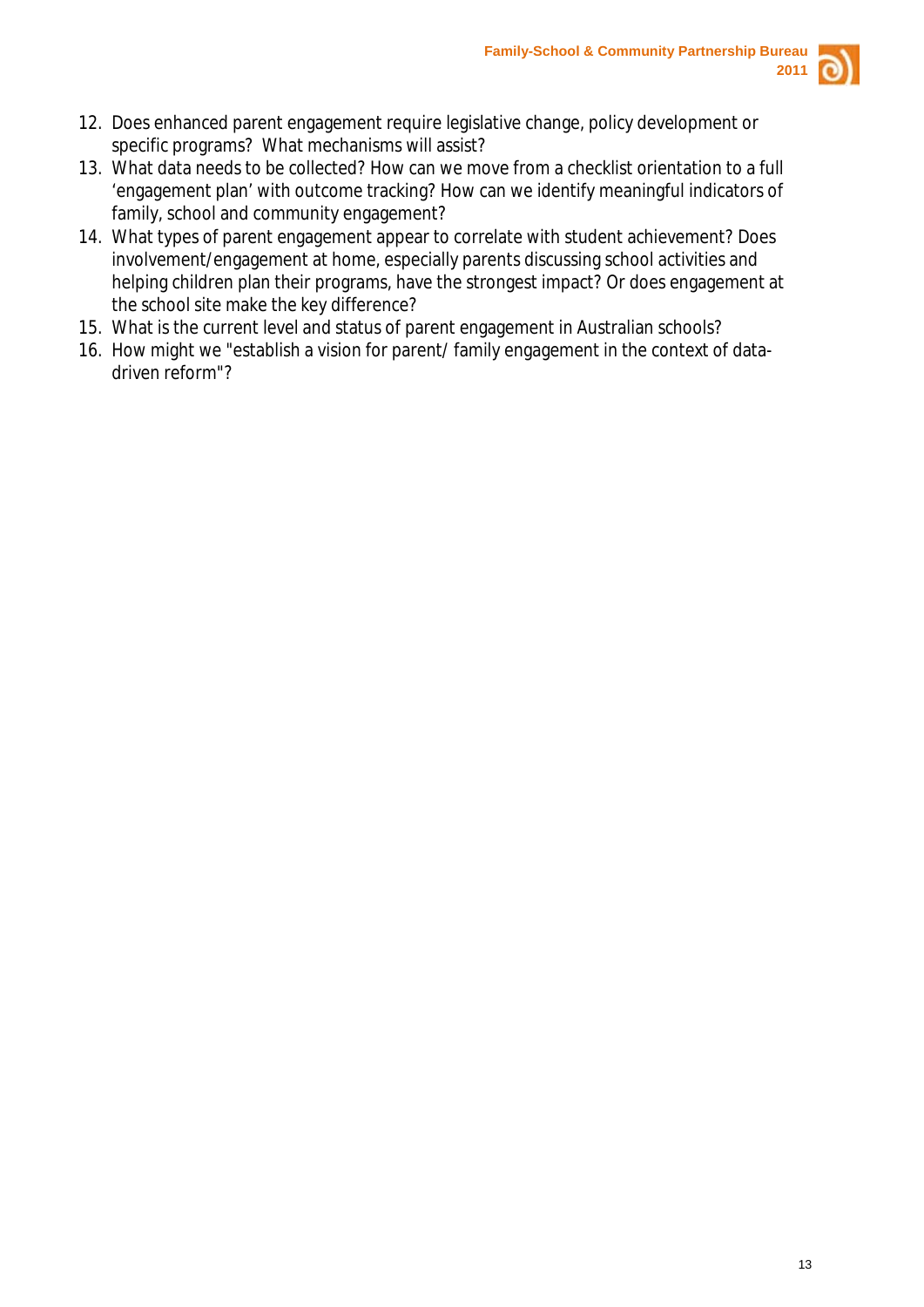12. Does enhanced parent engagement require legislative change, policy development or specific programs? What mechanisms will assist?
13. What data needs to be collected? How can we move from a checklist orientation to a full 'engagement plan' with outcome tracking? How can we identify meaningful indicators of family, school and community engagement?
14. What types of parent engagement appear to correlate with student achievement? Does involvement/engagement at home, especially parents discussing school activities and helping children plan their programs, have the strongest impact? Or does engagement at the school site make the key difference?
15. What is the current level and status of parent engagement in Australian schools?
16. How might we "establish a vision for parent/ family engagement in the context of data-driven reform"?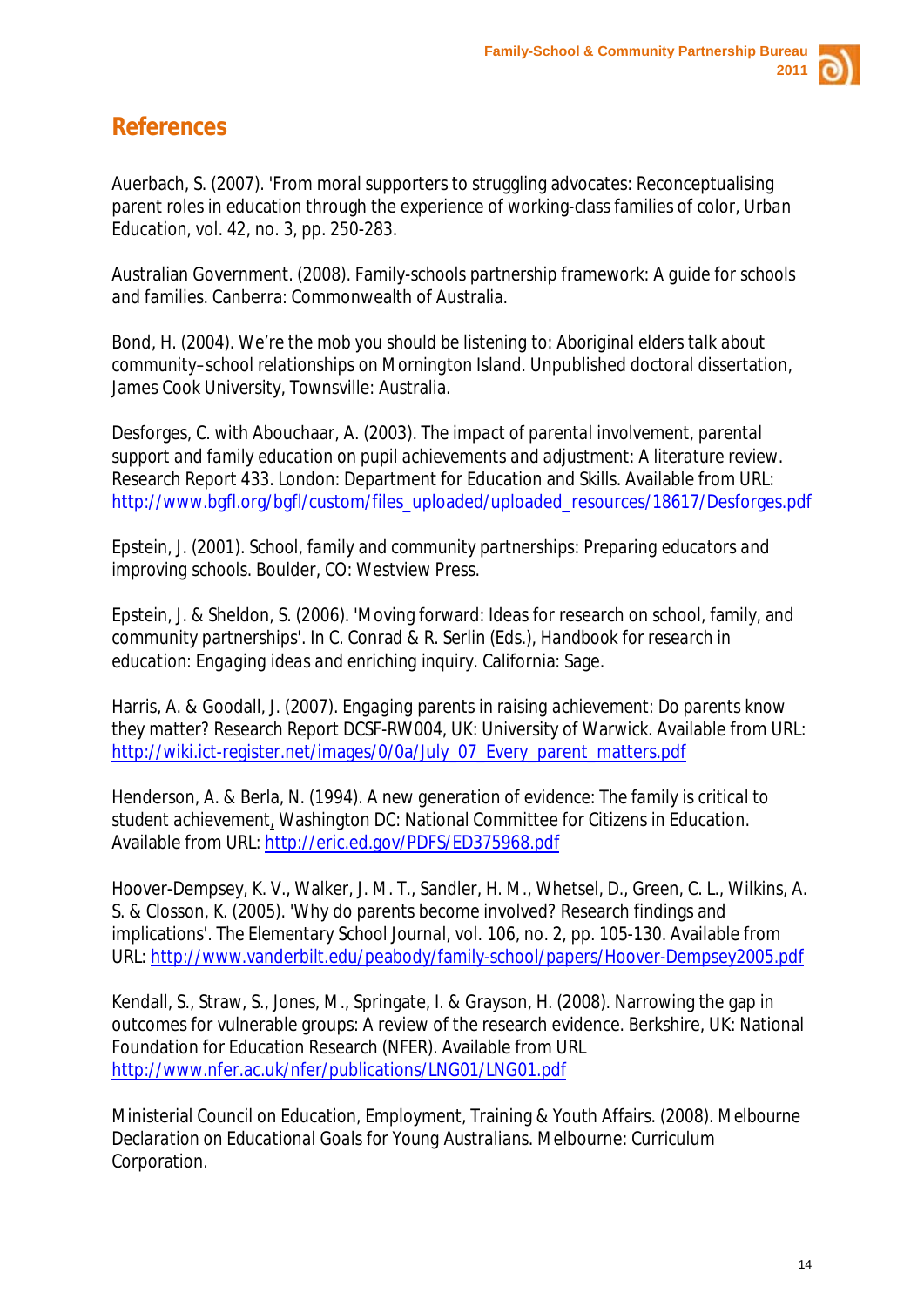## References

Auerbach, S. (2007). 'From moral supporters to struggling advocates: Reconceptualising parent roles in education through the experience of working-class families of color, Urban Education, vol. 42, no. 3, pp. 250-283.

Australian Government. (2008). Family-schools partnership framework: A guide for schools and families. Canberra: Commonwealth of Australia.

Bond, H. (2004). We're the mob you should be listening to: Aboriginal elders talk about community–school relationships on Mornington Island. Unpublished doctoral dissertation, James Cook University, Townsville: Australia.

Desforges, C. with Abouchaar, A. (2003). The impact of parental involvement, parental support and family education on pupil achievements and adjustment: A literature review. Research Report 433. London: Department for Education and Skills. Available from URL: http://www.bgfl.org/bgfl/custom/files_uploaded/uploaded_resources/18617/Desforges.pdf

Epstein, J. (2001). School, family and community partnerships: Preparing educators and improving schools. Boulder, CO: Westview Press.

Epstein, J. & Sheldon, S. (2006). 'Moving forward: Ideas for research on school, family, and community partnerships'. In C. Conrad & R. Serlin (Eds.), Handbook for research in education: Engaging ideas and enriching inquiry. California: Sage.

Harris, A. & Goodall, J. (2007). Engaging parents in raising achievement: Do parents know they matter? Research Report DCSF-RW004, UK: University of Warwick. Available from URL: http://wiki.ict-register.net/images/0/0a/July_07_Every_parent_matters.pdf

Henderson, A. & Berla, N. (1994). A new generation of evidence: The family is critical to student achievement, Washington DC: National Committee for Citizens in Education. Available from URL: http://eric.ed.gov/PDFS/ED375968.pdf

Hoover-Dempsey, K. V., Walker, J. M. T., Sandler, H. M., Whetsel, D., Green, C. L., Wilkins, A. S. & Closson, K. (2005). 'Why do parents become involved? Research findings and implications'. The Elementary School Journal, vol. 106, no. 2, pp. 105-130. Available from URL: http://www.vanderbilt.edu/peabody/family-school/papers/Hoover-Dempsey2005.pdf

Kendall, S., Straw, S., Jones, M., Springate, I. & Grayson, H. (2008). Narrowing the gap in outcomes for vulnerable groups: A review of the research evidence. Berkshire, UK: National Foundation for Education Research (NFER). Available from URL http://www.nfer.ac.uk/nfer/publications/LNG01/LNG01.pdf

Ministerial Council on Education, Employment, Training & Youth Affairs. (2008). Melbourne Declaration on Educational Goals for Young Australians. Melbourne: Curriculum Corporation.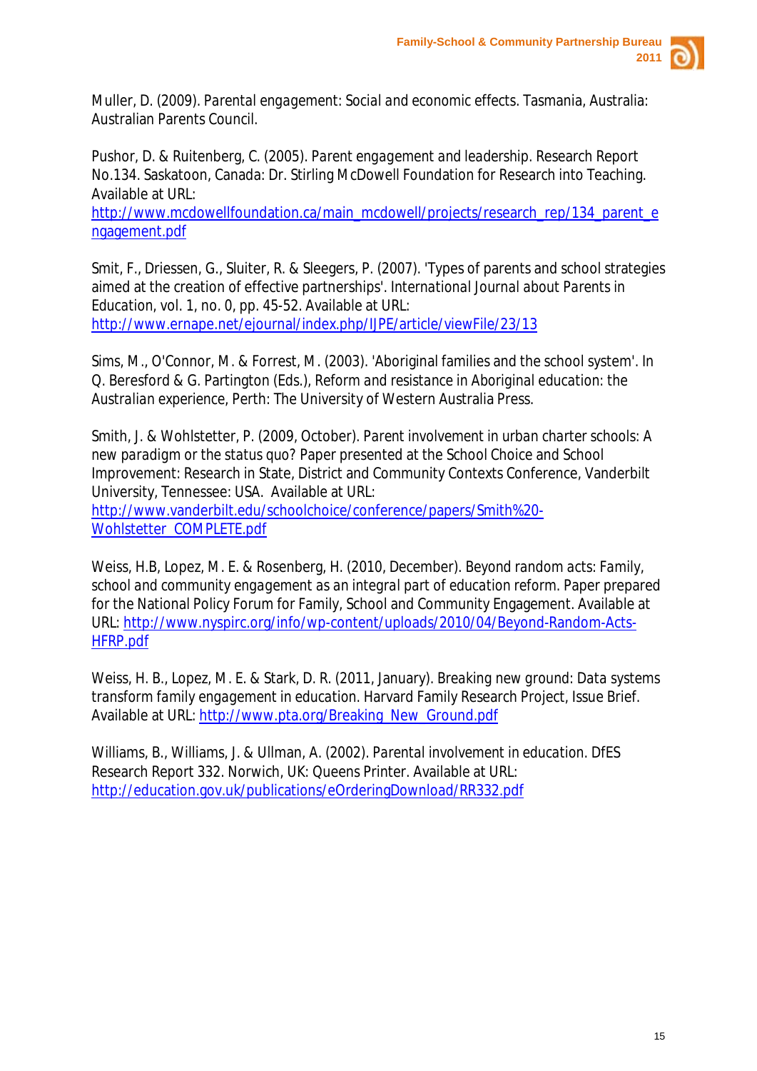Muller, D. (2009). Parental engagement: Social and economic effects. Tasmania, Australia: Australian Parents Council.

Pushor, D. & Ruitenberg, C. (2005). Parent engagement and leadership. Research Report No.134. Saskatoon, Canada: Dr. Stirling McDowell Foundation for Research into Teaching. Available at URL: http://www.mcdowellfoundation.ca/main_mcdowell/projects/research_rep/134_parent_engagement.pdf

Smit, F., Driessen, G., Sluiter, R. & Sleegers, P. (2007). 'Types of parents and school strategies aimed at the creation of effective partnerships'. International Journal about Parents in Education, vol. 1, no. 0, pp. 45-52. Available at URL: http://www.ernape.net/ejournal/index.php/IJPE/article/viewFile/23/13

Sims, M., O'Connor, M. & Forrest, M. (2003). 'Aboriginal families and the school system'. In Q. Beresford & G. Partington (Eds.), Reform and resistance in Aboriginal education: the Australian experience, Perth: The University of Western Australia Press.

Smith, J. & Wohlstetter, P. (2009, October). Parent involvement in urban charter schools: A new paradigm or the status quo? Paper presented at the School Choice and School Improvement: Research in State, District and Community Contexts Conference, Vanderbilt University, Tennessee: USA. Available at URL: http://www.vanderbilt.edu/schoolchoice/conference/papers/Smith%20-Wohlstetter_COMPLETE.pdf

Weiss, H.B, Lopez, M. E. & Rosenberg, H. (2010, December). Beyond random acts: Family, school and community engagement as an integral part of education reform. Paper prepared for the National Policy Forum for Family, School and Community Engagement. Available at URL: http://www.nyspirc.org/info/wp-content/uploads/2010/04/Beyond-Random-Acts-HFRP.pdf

Weiss, H. B., Lopez, M. E. & Stark, D. R. (2011, January). Breaking new ground: Data systems transform family engagement in education. Harvard Family Research Project, Issue Brief. Available at URL: http://www.pta.org/Breaking_New_Ground.pdf

Williams, B., Williams, J. & Ullman, A. (2002). Parental involvement in education. DfES Research Report 332. Norwich, UK: Queens Printer. Available at URL: http://education.gov.uk/publications/eOrderingDownload/RR332.pdf